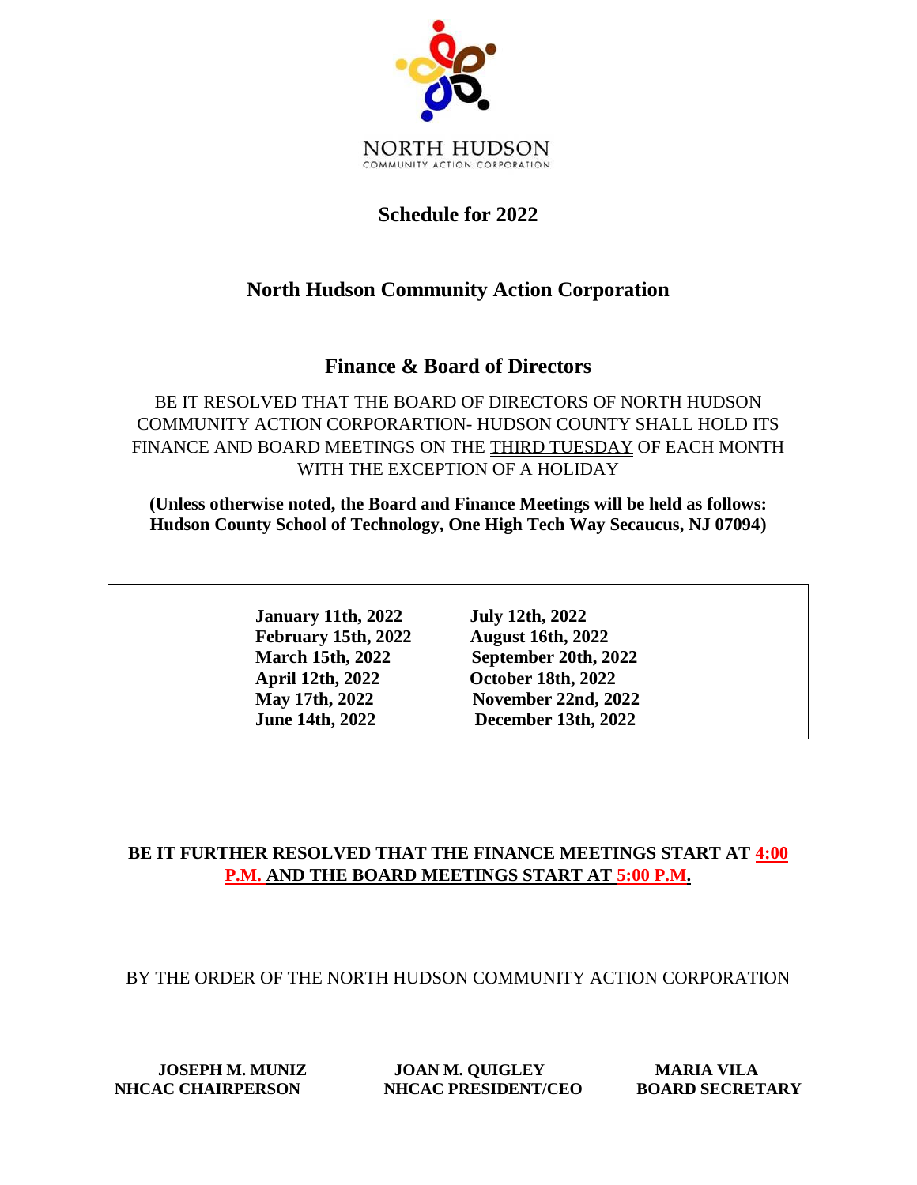NORTH HUDSON
COMMUNITY ACTION CORPORATION

# Schedule for 2022

## North Hudson Community Action Corporation

### Finance & Board of Directors

BE IT RESOLVED THAT THE BOARD OF DIRECTORS OF NORTH HUDSON COMMUNITY ACTION CORPORARTION- HUDSON COUNTY SHALL HOLD ITS FINANCE AND BOARD MEETINGS ON THE THIRD TUESDAY OF EACH MONTH WITH THE EXCEPTION OF A HOLIDAY

**(Unless otherwise noted, the Board and Finance Meetings will be held as follows: Hudson County School of Technology, One High Tech Way Secaucus, NJ 07094)**

| | |
|---|---|
| **January 11th, 2022** | **July 12th, 2022** |
| **February 15th, 2022** | **August 16th, 2022** |
| **March 15th, 2022** | **September 20th, 2022** |
| **April 12th, 2022** | **October 18th, 2022** |
| **May 17th, 2022** | **November 22nd, 2022** |
| **June 14th, 2022** | **December 13th, 2022** |

**BE IT FURTHER RESOLVED THAT THE FINANCE MEETINGS START AT 4:00 P.M. AND THE BOARD MEETINGS START AT 5:00 P.M.**

BY THE ORDER OF THE NORTH HUDSON COMMUNITY ACTION CORPORATION

| **JOSEPH M. MUNIZ** | **JOAN M. QUIGLEY** | **MARIA VILA** |
|---|---|---|
| **NHCAC CHAIRPERSON** | **NHCAC PRESIDENT/CEO** | **BOARD SECRETARY** |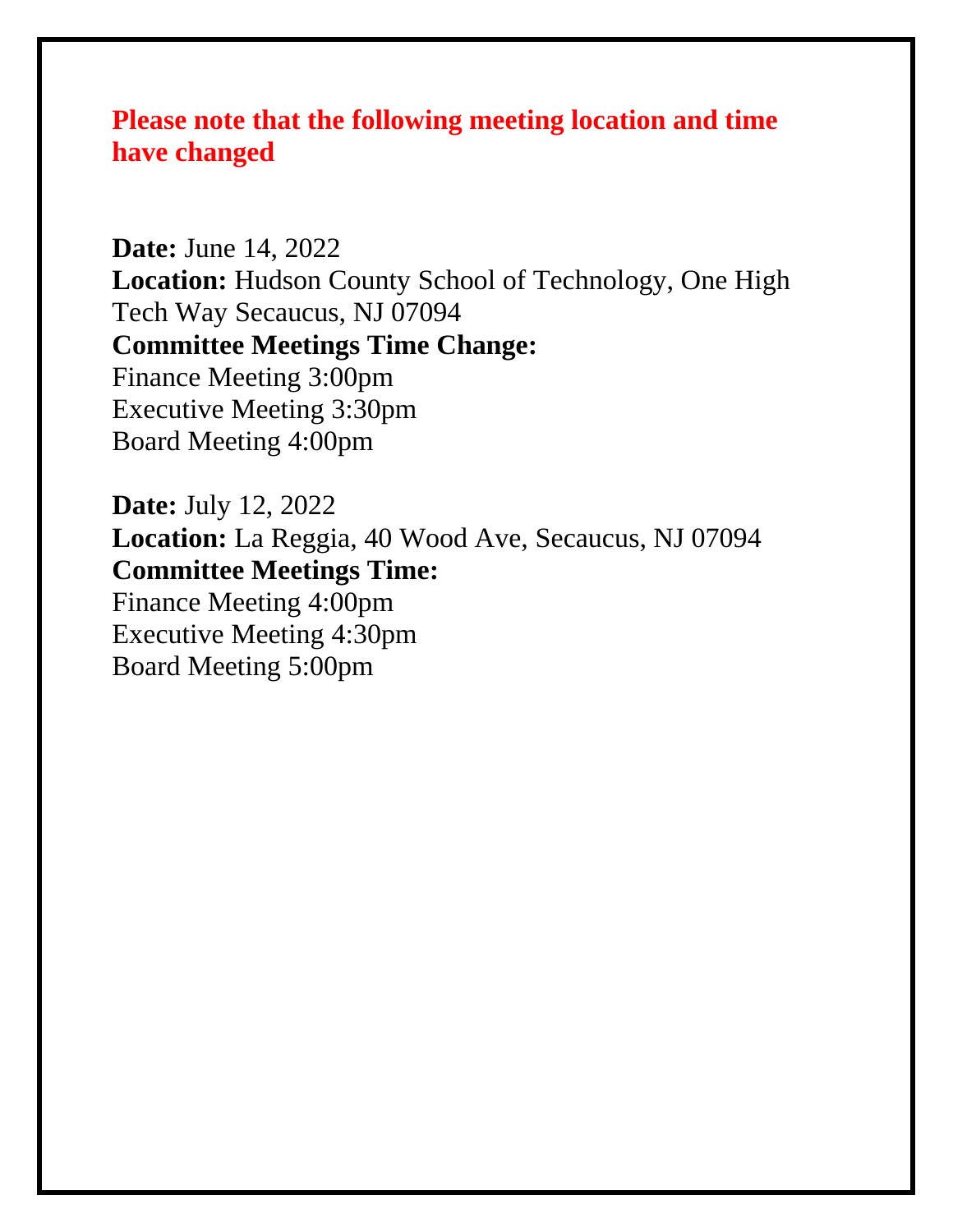**Please note that the following meeting location and time have changed**

**Date:** June 14, 2022
**Location:** Hudson County School of Technology, One High Tech Way Secaucus, NJ 07094
**Committee Meetings Time Change:**
Finance Meeting 3:00pm
Executive Meeting 3:30pm
Board Meeting 4:00pm

**Date:** July 12, 2022
**Location:** La Reggia, 40 Wood Ave, Secaucus, NJ 07094
**Committee Meetings Time:**
Finance Meeting 4:00pm
Executive Meeting 4:30pm
Board Meeting 5:00pm